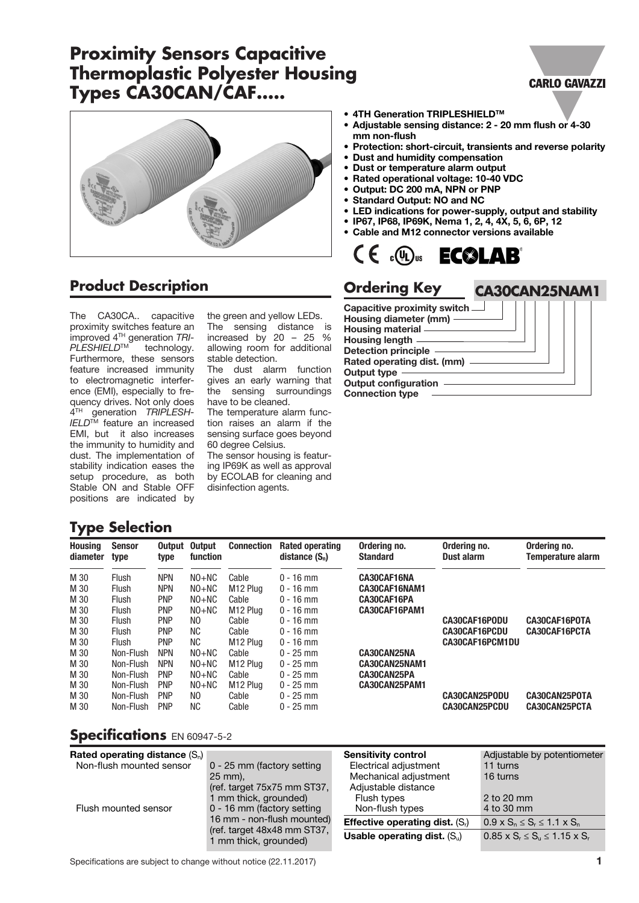# Proximity Sensors Capacitive Thermoplastic Polyester Housing Types CA30CAN/CAF.....

- **4TH Generation TRIPLESHIELD™**
- **Adjustable sensing distance: 2 - 20 mm flush or 4-30 mm non-flush**
- **Protection: short-circuit, transients and reverse polarity**
- **Dust and humidity compensation**
- **Dust or temperature alarm output**
- **Rated operational voltage: 10-40 VDC**
- **Output: DC 200 mA, NPN or PNP**
- **Standard Output: NO and NC**
- **LED indications for power-supply, output and stability**
- **IP67, IP68, IP69K, Nema 1, 2, 4, 4X, 5, 6, 6P, 12**
- **Cable and M12 connector versions available**

## Product Description

The CA30CA.. capacitive proximity switches feature an improved 4TH generation *TRIPLESHIELD*™ technology. Furthermore, these sensors feature increased immunity to electromagnetic interference (EMI), especially to frequency drives. Not only does 4TH generation *TRIPLESHIELD*™ feature an increased EMI, but it also increases the immunity to humidity and dust. The implementation of stability indication eases the setup procedure, as both Stable ON and Stable OFF positions are indicated by the green and yellow LEDs. The sensing distance is increased by 20 – 25 % allowing room for additional stable detection.

The dust alarm function gives an early warning that the sensing surroundings have to be cleaned.

The temperature alarm function raises an alarm if the sensing surface goes beyond 60 degree Celsius.

The sensor housing is featuring IP69K as well as approval by ECOLAB for cleaning and disinfection agents.

## Ordering Key

**CA30CAN25NAM1**

- Capacitive proximity switch
- Housing diameter (mm)
- Housing material
- Housing length
- Detection principle
- Rated operating dist. (mm)
- Output type
- Output configuration
- Connection type

## Type Selection

| Housing diameter | Sensor type | Output type | Output function | Connection | Rated operating distance ($S_n$) | Ordering no. Standard | Ordering no. Dust alarm | Ordering no. Temperature alarm |
|---|---|---|---|---|---|---|---|---|
| M 30 | Flush | NPN | NO+NC | Cable | 0 - 16 mm | CA30CAF16NA | | |
| M 30 | Flush | NPN | NO+NC | M12 Plug | 0 - 16 mm | CA30CAF16NAM1 | | |
| M 30 | Flush | PNP | NO+NC | Cable | 0 - 16 mm | CA30CAF16PA | | |
| M 30 | Flush | PNP | NO+NC | M12 Plug | 0 - 16 mm | CA30CAF16PAM1 | | |
| M 30 | Flush | PNP | NO | Cable | 0 - 16 mm | | CA30CAF16PODU | CA30CAF16POTA |
| M 30 | Flush | PNP | NC | Cable | 0 - 16 mm | | CA30CAF16PCDU | CA30CAF16PCTA |
| M 30 | Flush | PNP | NC | M12 Plug | 0 - 16 mm | | CA30CAF16PCM1DU | |
| M 30 | Non-Flush | NPN | NO+NC | Cable | 0 - 25 mm | CA30CAN25NA | | |
| M 30 | Non-Flush | NPN | NO+NC | M12 Plug | 0 - 25 mm | CA30CAN25NAM1 | | |
| M 30 | Non-Flush | PNP | NO+NC | Cable | 0 - 25 mm | CA30CAN25PA | | |
| M 30 | Non-Flush | PNP | NO+NC | M12 Plug | 0 - 25 mm | CA30CAN25PAM1 | | |
| M 30 | Non-Flush | PNP | NO | Cable | 0 - 25 mm | | CA30CAN25PODU | CA30CAN25POTA |
| M 30 | Non-Flush | PNP | NC | Cable | 0 - 25 mm | | CA30CAN25PCDU | CA30CAN25PCTA |

## Specifications EN 60947-5-2

| | |
|---|---|
| **Rated operating distance** ($S_n$) | |
| Non-flush mounted sensor | 0 - 25 mm (factory setting 25 mm), (ref. target 75x75 mm ST37, 1 mm thick, grounded) |
| Flush mounted sensor | 0 - 16 mm (factory setting 16 mm - non-flush mounted) (ref. target 48x48 mm ST37, 1 mm thick, grounded) |

| | |
|---|---|
| **Sensitivity control** | Adjustable by potentiometer |
| Electrical adjustment | 11 turns |
| Mechanical adjustment | 16 turns |
| Adjustable distance | |
| Flush types | 2 to 20 mm |
| Non-flush types | 4 to 30 mm |
| **Effective operating dist.** ($S_r$) | $0.9 \times S_n \leq S_r \leq 1.1 \times S_n$ |
| **Usable operating dist.** ($S_u$) | $0.85 \times S_r \leq S_u \leq 1.15 \times S_r$ |

Specifications are subject to change without notice (22.11.2017)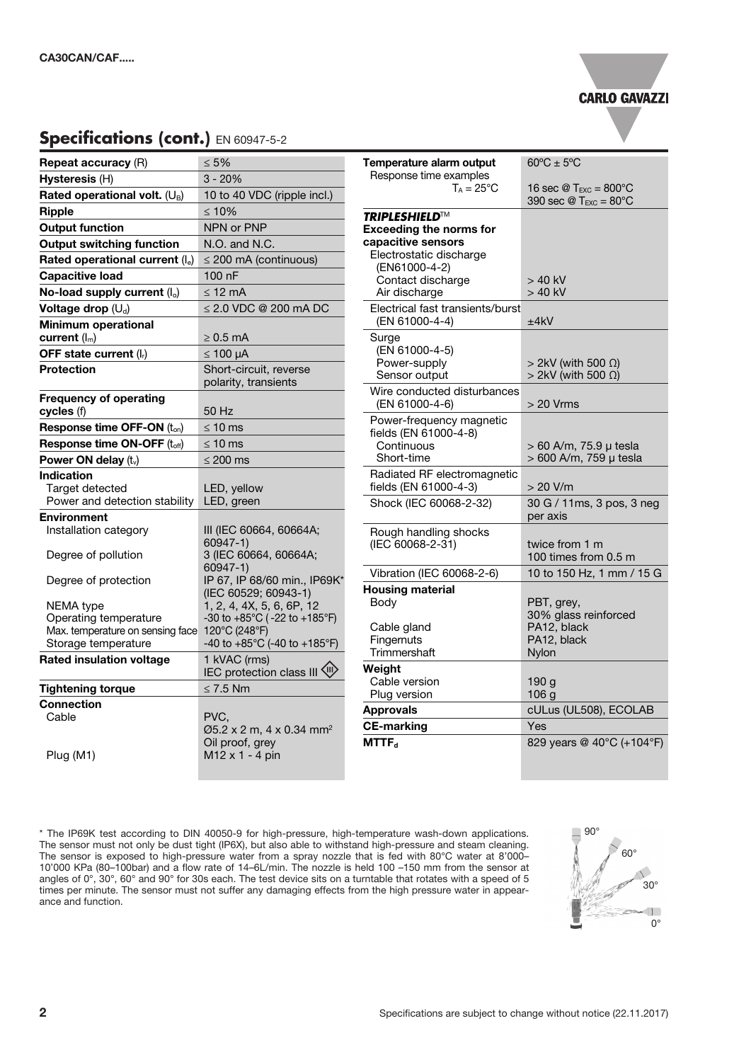## Specifications (cont.) EN 60947-5-2

| | |
|---|---|
| **Repeat accuracy** (R) | ≤ 5% |
| **Hysteresis** (H) | 3 - 20% |
| **Rated operational volt.** ($U_B$) | 10 to 40 VDC (ripple incl.) |
| **Ripple** | ≤ 10% |
| **Output function** | NPN or PNP |
| **Output switching function** | N.O. and N.C. |
| **Rated operational current** ($I_e$) | ≤ 200 mA (continuous) |
| **Capacitive load** | 100 nF |
| **No-load supply current** ($I_o$) | ≤ 12 mA |
| **Voltage drop** ($U_d$) | ≤ 2.0 VDC @ 200 mA DC |
| **Minimum operational current** ($I_m$) | ≥ 0.5 mA |
| **OFF state current** ($I_r$) | ≤ 100 μA |
| **Protection** | Short-circuit, reverse polarity, transients |
| **Frequency of operating cycles** (f) | 50 Hz |
| **Response time OFF-ON** ($t_{on}$) | ≤ 10 ms |
| **Response time ON-OFF** ($t_{off}$) | ≤ 10 ms |
| **Power ON delay** ($t_v$) | ≤ 200 ms |
| **Indication** | |
| Target detected | LED, yellow |
| Power and detection stability | LED, green |
| **Environment** | |
| Installation category | III (IEC 60664, 60664A; 60947-1) |
| Degree of pollution | 3 (IEC 60664, 60664A; 60947-1) |
| Degree of protection | IP 67, IP 68/60 min., IP69K* (IEC 60529; 60943-1) |
| NEMA type | 1, 2, 4, 4X, 5, 6, 6P, 12 |
| Operating temperature | -30 to +85°C ( -22 to +185°F) |
| Max. temperature on sensing face | 120°C (248°F) |
| Storage temperature | -40 to +85°C (-40 to +185°F) |
| **Rated insulation voltage** | 1 kVAC (rms) IEC protection class III |
| **Tightening torque** | ≤ 7.5 Nm |
| **Connection** | |
| Cable | PVC, Ø5.2 x 2 m, 4 x 0.34 mm² Oil proof, grey |
| Plug (M1) | M12 x 1 - 4 pin |

| | |
|---|---|
| **Temperature alarm output** | 60°C ± 5°C |
| Response time examples $T_A$ = 25°C | 16 sec @ $T_{EXC}$ = 800°C<br>390 sec @ $T_{EXC}$ = 80°C |
| ***TRIPLESHIELD***™ **Exceeding the norms for capacitive sensors** | |
| Electrostatic discharge (EN61000-4-2) | |
| Contact discharge | > 40 kV |
| Air discharge | > 40 kV |
| Electrical fast transients/burst (EN 61000-4-4) | ±4kV |
| Surge (EN 61000-4-5) | |
| Power-supply | > 2kV (with 500 Ω) |
| Sensor output | > 2kV (with 500 Ω) |
| Wire conducted disturbances (EN 61000-4-6) | > 20 Vrms |
| Power-frequency magnetic fields (EN 61000-4-8) | |
| Continuous | > 60 A/m, 75.9 μ tesla |
| Short-time | > 600 A/m, 759 μ tesla |
| Radiated RF electromagnetic fields (EN 61000-4-3) | > 20 V/m |
| Shock (IEC 60068-2-32) | 30 G / 11ms, 3 pos, 3 neg per axis |
| Rough handling shocks (IEC 60068-2-31) | twice from 1 m<br>100 times from 0.5 m |
| Vibration (IEC 60068-2-6) | 10 to 150 Hz, 1 mm / 15 G |
| **Housing material** | |
| Body | PBT, grey, 30% glass reinforced |
| Cable gland | PA12, black |
| Fingernuts | PA12, black |
| Trimmershaft | Nylon |
| **Weight** | |
| Cable version | 190 g |
| Plug version | 106 g |
| **Approvals** | cULus (UL508), ECOLAB |
| **CE-marking** | Yes |
| **$MTTF_d$** | 829 years @ 40°C (+104°F) |

\* The IP69K test according to DIN 40050-9 for high-pressure, high-temperature wash-down applications. The sensor must not only be dust tight (IP6X), but also able to withstand high-pressure and steam cleaning. The sensor is exposed to high-pressure water from a spray nozzle that is fed with 80°C water at 8'000–10'000 KPa (80–100bar) and a flow rate of 14–6L/min. The nozzle is held 100 –150 mm from the sensor at angles of 0°, 30°, 60° and 90° for 30s each. The test device sits on a turntable that rotates with a speed of 5 times per minute. The sensor must not suffer any damaging effects from the high pressure water in appearance and function.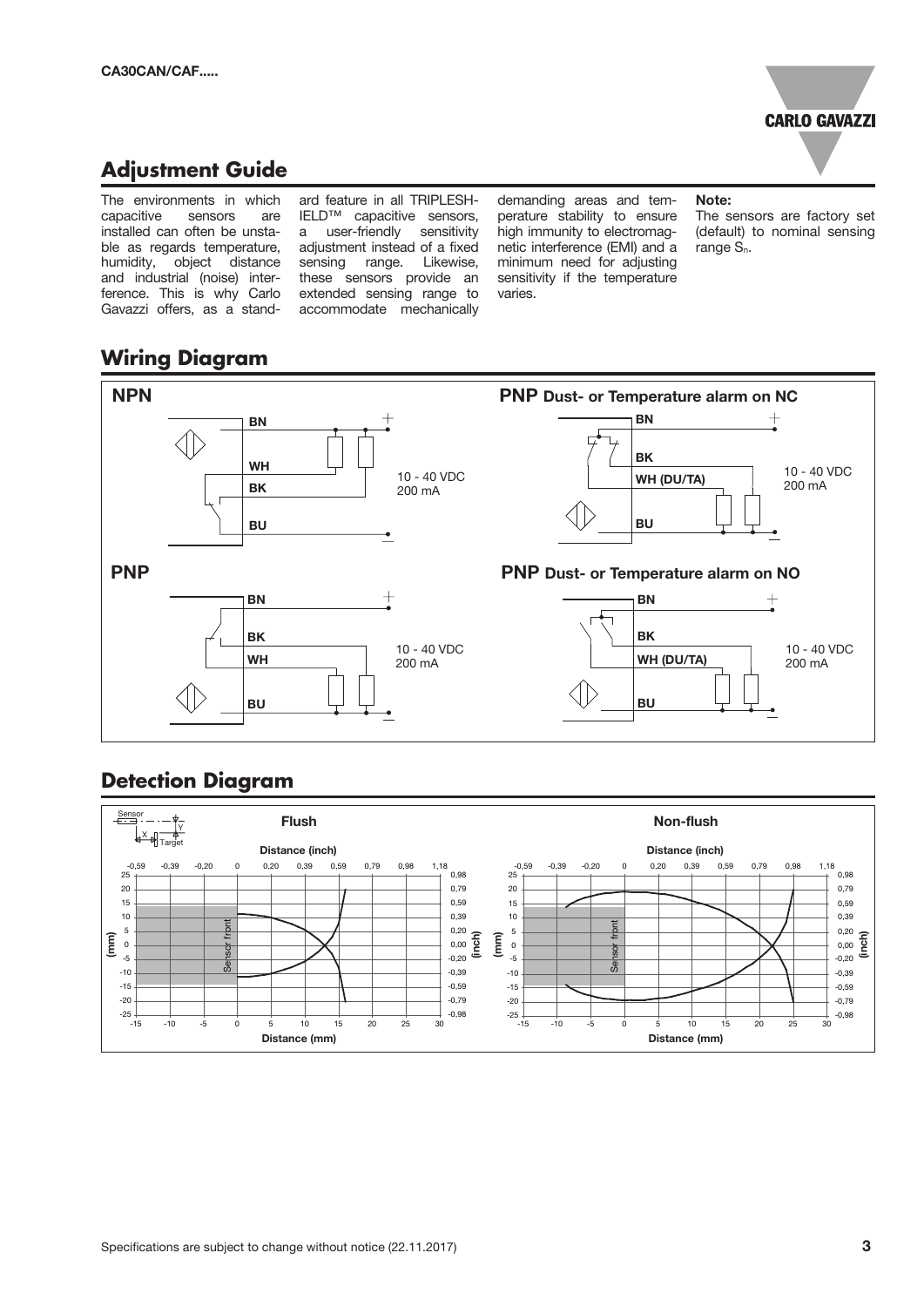## Adjustment Guide

The environments in which capacitive sensors are installed can often be unstable as regards temperature, humidity, object distance and industrial (noise) interference. This is why Carlo Gavazzi offers, as a standard feature in all TRIPLESHIELD™ capacitive sensors, a user-friendly sensitivity adjustment instead of a fixed sensing range. Likewise, these sensors provide an extended sensing range to accommodate mechanically demanding areas and temperature stability to ensure high immunity to electromagnetic interference (EMI) and a minimum need for adjusting sensitivity if the temperature varies.

**Note:**
The sensors are factory set (default) to nominal sensing range $S_n$.

## Wiring Diagram

**NPN**

BN, WH, BK, BU — 10 - 40 VDC 200 mA

**PNP Dust- or Temperature alarm on NC**

BN, BK, WH (DU/TA), BU — 10 - 40 VDC 200 mA

**PNP**

BN, BK, WH, BU — 10 - 40 VDC 200 mA

**PNP Dust- or Temperature alarm on NO**

BN, BK, WH (DU/TA), BU — 10 - 40 VDC 200 mA

## Detection Diagram

**Flush**

**Non-flush**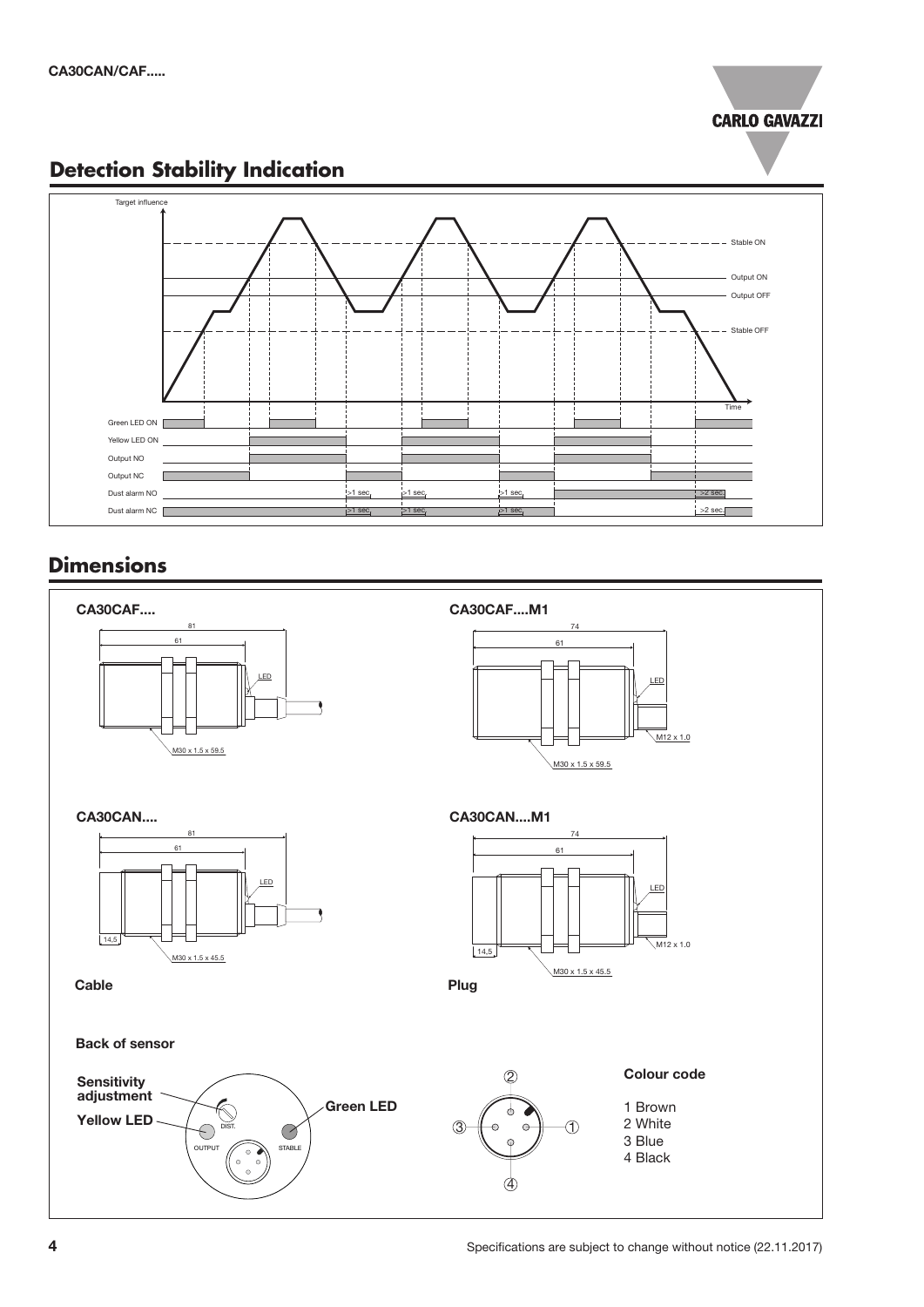## Detection Stability Indication

Target influence

Stable ON

Output ON

Output OFF

Stable OFF

Time

Green LED ON

Yellow LED ON

Output NO

Output NC

Dust alarm NO

Dust alarm NC

>1 sec

>2 sec.

## Dimensions

**CA30CAF....**

81

61

LED

M30 x 1.5 x 59.5

**CA30CAF....M1**

74

61

LED

M12 x 1.0

M30 x 1.5 x 59.5

**CA30CAN....**

81

61

LED

14,5

M30 x 1.5 x 45.5

**Cable**

**CA30CAN....M1**

74

61

LED

M12 x 1.0

14,5

M30 x 1.5 x 45.5

**Plug**

**Back of sensor**

**Sensitivity adjustment**

**Yellow LED**

**Green LED**

DIST.

OUTPUT

STABLE

**Colour code**

1 Brown
2 White
3 Blue
4 Black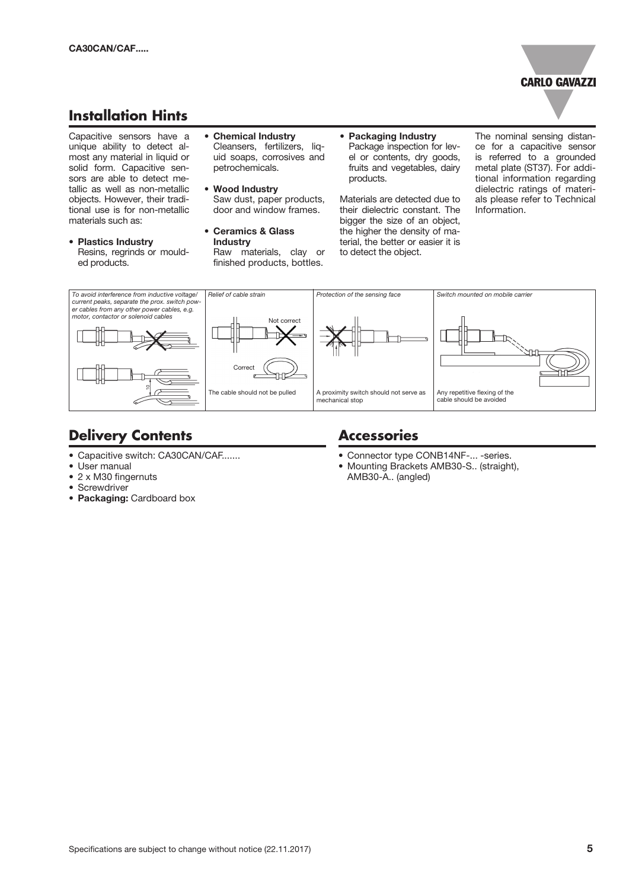## Installation Hints

Capacitive sensors have a unique ability to detect almost any material in liquid or solid form. Capacitive sensors are able to detect metallic as well as non-metallic objects. However, their traditional use is for non-metallic materials such as:

- **Plastics Industry**
  Resins, regrinds or moulded products.
- **Chemical Industry**
  Cleansers, fertilizers, liquid soaps, corrosives and petrochemicals.
- **Wood Industry**
  Saw dust, paper products, door and window frames.
- **Ceramics & Glass Industry**
  Raw materials, clay or finished products, bottles.
- **Packaging Industry**
  Package inspection for level or contents, dry goods, fruits and vegetables, dairy products.

Materials are detected due to their dielectric constant. The bigger the size of an object, the higher the density of material, the better or easier it is to detect the object.

The nominal sensing distance for a capacitive sensor is referred to a grounded metal plate (ST37). For additional information regarding dielectric ratings of materials please refer to Technical Information.

*To avoid interference from inductive voltage/ current peaks, separate the prox. switch power cables from any other power cables, e.g. motor, contactor or solenoid cables*

10

*Relief of cable strain*

Not correct

Correct

The cable should not be pulled

*Protection of the sensing face*

A proximity switch should not serve as mechanical stop

*Switch mounted on mobile carrier*

Any repetitive flexing of the cable should be avoided

## Delivery Contents

- Capacitive switch: CA30CAN/CAF.......
- User manual
- 2 x M30 fingernuts
- Screwdriver
- **Packaging:** Cardboard box

## Accessories

- Connector type CONB14NF-... -series.
- Mounting Brackets AMB30-S.. (straight), AMB30-A.. (angled)